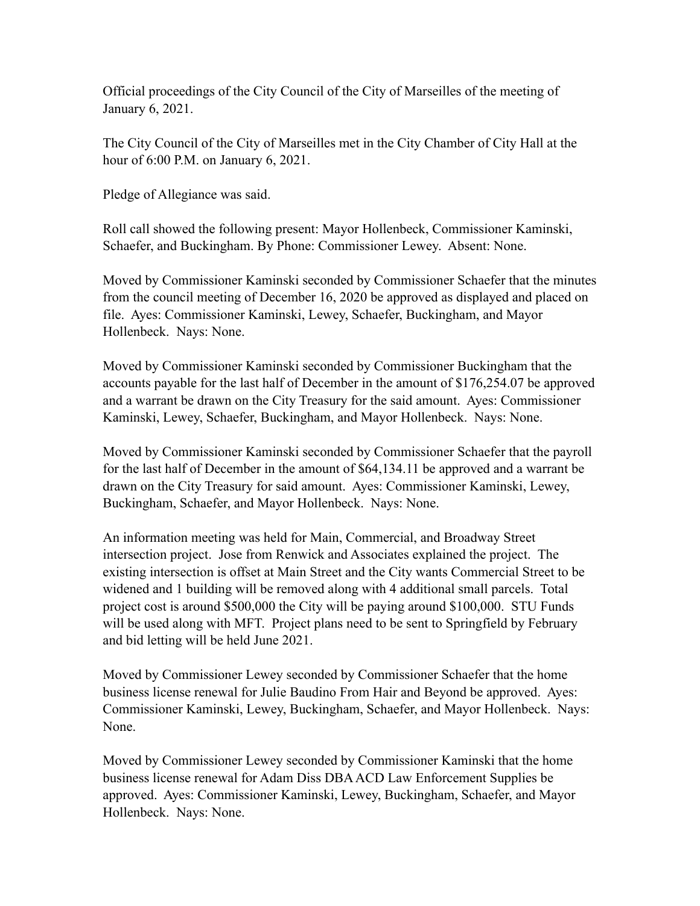Official proceedings of the City Council of the City of Marseilles of the meeting of January 6, 2021.

The City Council of the City of Marseilles met in the City Chamber of City Hall at the hour of 6:00 P.M. on January 6, 2021.

Pledge of Allegiance was said.

Roll call showed the following present: Mayor Hollenbeck, Commissioner Kaminski, Schaefer, and Buckingham. By Phone: Commissioner Lewey. Absent: None.

Moved by Commissioner Kaminski seconded by Commissioner Schaefer that the minutes from the council meeting of December 16, 2020 be approved as displayed and placed on file. Ayes: Commissioner Kaminski, Lewey, Schaefer, Buckingham, and Mayor Hollenbeck. Nays: None.

Moved by Commissioner Kaminski seconded by Commissioner Buckingham that the accounts payable for the last half of December in the amount of $176,254.07 be approved and a warrant be drawn on the City Treasury for the said amount. Ayes: Commissioner Kaminski, Lewey, Schaefer, Buckingham, and Mayor Hollenbeck. Nays: None.

Moved by Commissioner Kaminski seconded by Commissioner Schaefer that the payroll for the last half of December in the amount of $64,134.11 be approved and a warrant be drawn on the City Treasury for said amount. Ayes: Commissioner Kaminski, Lewey, Buckingham, Schaefer, and Mayor Hollenbeck. Nays: None.

An information meeting was held for Main, Commercial, and Broadway Street intersection project. Jose from Renwick and Associates explained the project. The existing intersection is offset at Main Street and the City wants Commercial Street to be widened and 1 building will be removed along with 4 additional small parcels. Total project cost is around $500,000 the City will be paying around $100,000. STU Funds will be used along with MFT. Project plans need to be sent to Springfield by February and bid letting will be held June 2021.

Moved by Commissioner Lewey seconded by Commissioner Schaefer that the home business license renewal for Julie Baudino From Hair and Beyond be approved. Ayes: Commissioner Kaminski, Lewey, Buckingham, Schaefer, and Mayor Hollenbeck. Nays: None.

Moved by Commissioner Lewey seconded by Commissioner Kaminski that the home business license renewal for Adam Diss DBA ACD Law Enforcement Supplies be approved. Ayes: Commissioner Kaminski, Lewey, Buckingham, Schaefer, and Mayor Hollenbeck. Nays: None.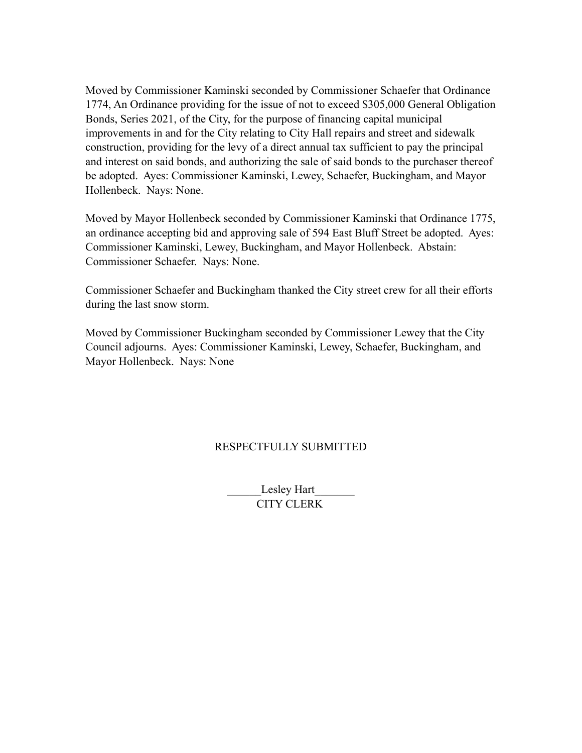Moved by Commissioner Kaminski seconded by Commissioner Schaefer that Ordinance 1774, An Ordinance providing for the issue of not to exceed $305,000 General Obligation Bonds, Series 2021, of the City, for the purpose of financing capital municipal improvements in and for the City relating to City Hall repairs and street and sidewalk construction, providing for the levy of a direct annual tax sufficient to pay the principal and interest on said bonds, and authorizing the sale of said bonds to the purchaser thereof be adopted. Ayes: Commissioner Kaminski, Lewey, Schaefer, Buckingham, and Mayor Hollenbeck. Nays: None.

Moved by Mayor Hollenbeck seconded by Commissioner Kaminski that Ordinance 1775, an ordinance accepting bid and approving sale of 594 East Bluff Street be adopted. Ayes: Commissioner Kaminski, Lewey, Buckingham, and Mayor Hollenbeck. Abstain: Commissioner Schaefer. Nays: None.

Commissioner Schaefer and Buckingham thanked the City street crew for all their efforts during the last snow storm.

Moved by Commissioner Buckingham seconded by Commissioner Lewey that the City Council adjourns. Ayes: Commissioner Kaminski, Lewey, Schaefer, Buckingham, and Mayor Hollenbeck. Nays: None

RESPECTFULLY SUBMITTED

______Lesley Hart_______
CITY CLERK